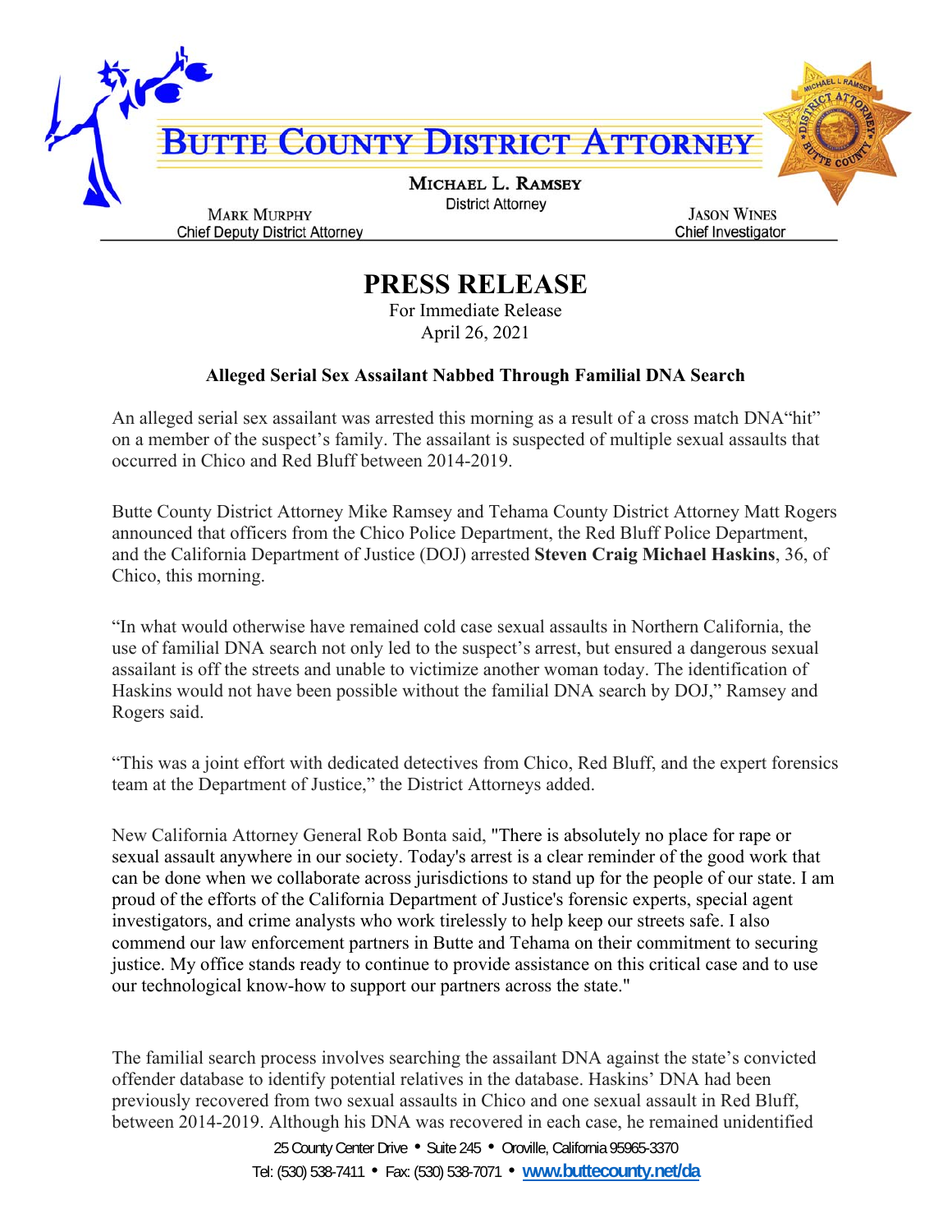# BUTTE COUNTY DISTRICT ATTORNEY

**MICHAEL L. RAMSEY**
District Attorney

**MARK MURPHY**
Chief Deputy District Attorney

**JASON WINES**
Chief Investigator

## PRESS RELEASE

For Immediate Release
April 26, 2021

### Alleged Serial Sex Assailant Nabbed Through Familial DNA Search

An alleged serial sex assailant was arrested this morning as a result of a cross match DNA"hit" on a member of the suspect's family. The assailant is suspected of multiple sexual assaults that occurred in Chico and Red Bluff between 2014-2019.

Butte County District Attorney Mike Ramsey and Tehama County District Attorney Matt Rogers announced that officers from the Chico Police Department, the Red Bluff Police Department, and the California Department of Justice (DOJ) arrested **Steven Craig Michael Haskins**, 36, of Chico, this morning.

"In what would otherwise have remained cold case sexual assaults in Northern California, the use of familial DNA search not only led to the suspect's arrest, but ensured a dangerous sexual assailant is off the streets and unable to victimize another woman today. The identification of Haskins would not have been possible without the familial DNA search by DOJ," Ramsey and Rogers said.

"This was a joint effort with dedicated detectives from Chico, Red Bluff, and the expert forensics team at the Department of Justice," the District Attorneys added.

New California Attorney General Rob Bonta said, "There is absolutely no place for rape or sexual assault anywhere in our society. Today's arrest is a clear reminder of the good work that can be done when we collaborate across jurisdictions to stand up for the people of our state. I am proud of the efforts of the California Department of Justice's forensic experts, special agent investigators, and crime analysts who work tirelessly to help keep our streets safe. I also commend our law enforcement partners in Butte and Tehama on their commitment to securing justice. My office stands ready to continue to provide assistance on this critical case and to use our technological know-how to support our partners across the state."

The familial search process involves searching the assailant DNA against the state's convicted offender database to identify potential relatives in the database. Haskins' DNA had been previously recovered from two sexual assaults in Chico and one sexual assault in Red Bluff, between 2014-2019. Although his DNA was recovered in each case, he remained unidentified

25 County Center Drive • Suite 245 • Oroville, California 95965-3370
Tel: (530) 538-7411 • Fax: (530) 538-7071 • www.buttecounty.net/da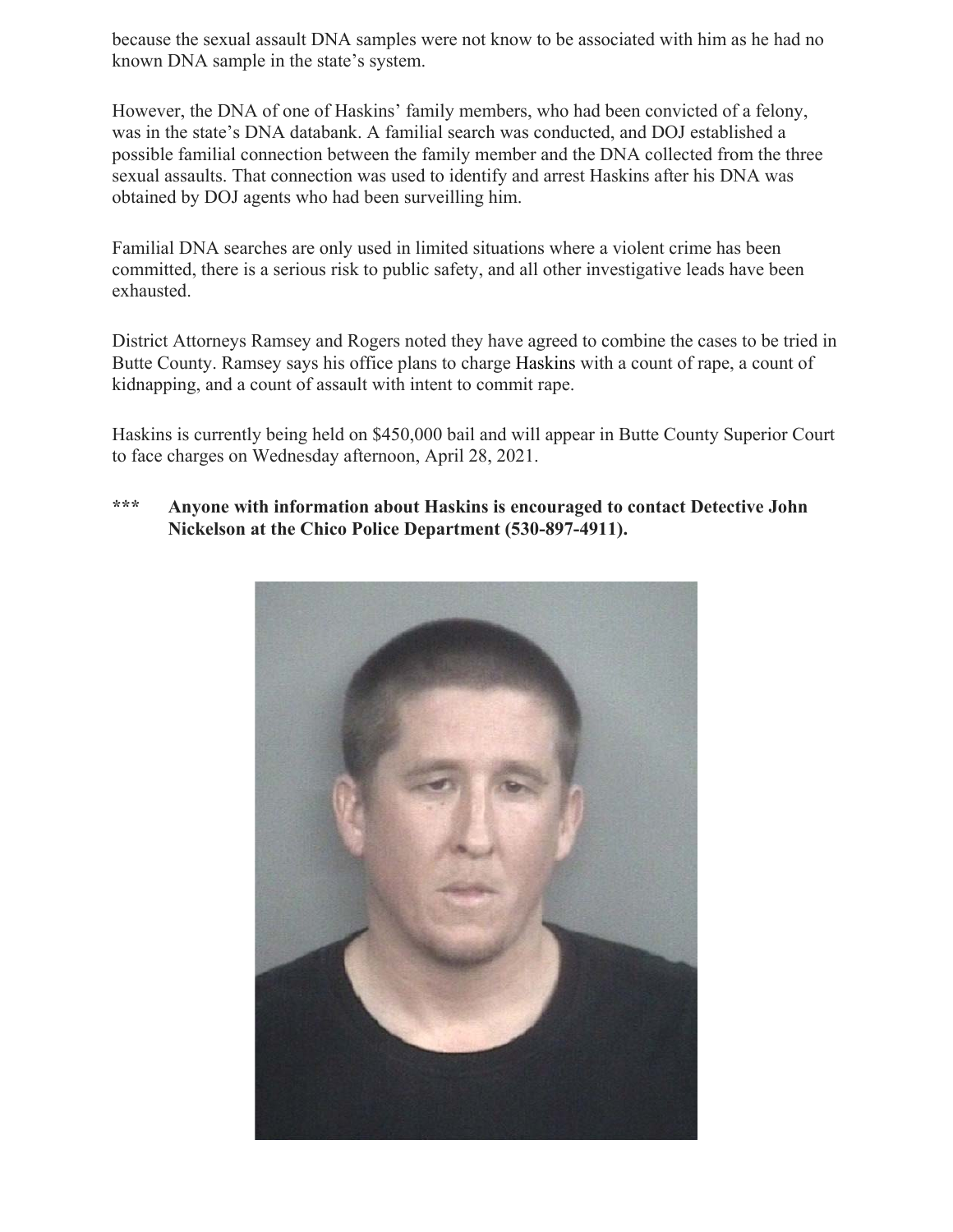because the sexual assault DNA samples were not know to be associated with him as he had no known DNA sample in the state's system.

However, the DNA of one of Haskins' family members, who had been convicted of a felony, was in the state's DNA databank. A familial search was conducted, and DOJ established a possible familial connection between the family member and the DNA collected from the three sexual assaults. That connection was used to identify and arrest Haskins after his DNA was obtained by DOJ agents who had been surveilling him.

Familial DNA searches are only used in limited situations where a violent crime has been committed, there is a serious risk to public safety, and all other investigative leads have been exhausted.

District Attorneys Ramsey and Rogers noted they have agreed to combine the cases to be tried in Butte County. Ramsey says his office plans to charge Haskins with a count of rape, a count of kidnapping, and a count of assault with intent to commit rape.

Haskins is currently being held on $450,000 bail and will appear in Butte County Superior Court to face charges on Wednesday afternoon, April 28, 2021.

*** **Anyone with information about Haskins is encouraged to contact Detective John Nickelson at the Chico Police Department (530-897-4911).**